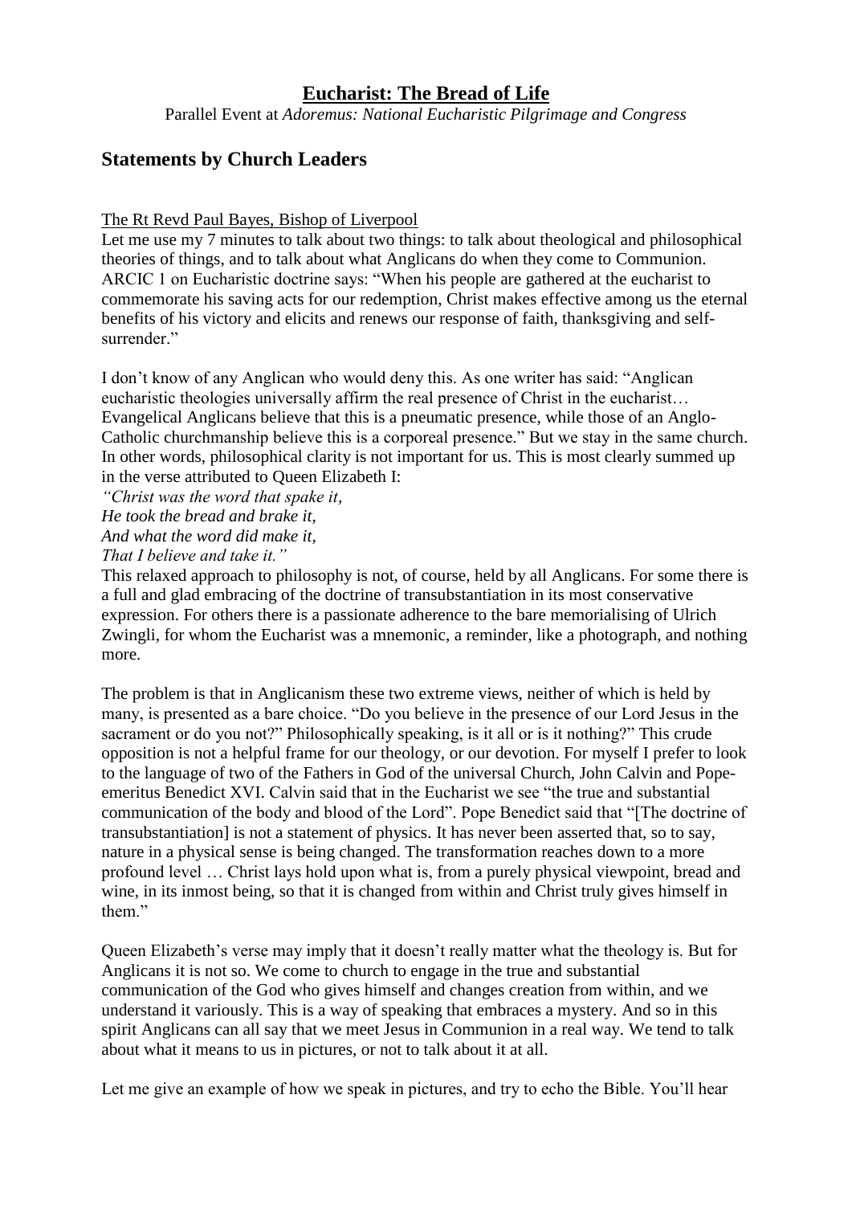# Eucharist: The Bread of Life

Parallel Event at *Adoremus: National Eucharistic Pilgrimage and Congress*

## Statements by Church Leaders

The Rt Revd Paul Bayes, Bishop of Liverpool

Let me use my 7 minutes to talk about two things: to talk about theological and philosophical theories of things, and to talk about what Anglicans do when they come to Communion. ARCIC 1 on Eucharistic doctrine says: "When his people are gathered at the eucharist to commemorate his saving acts for our redemption, Christ makes effective among us the eternal benefits of his victory and elicits and renews our response of faith, thanksgiving and self-surrender."

I don't know of any Anglican who would deny this. As one writer has said: "Anglican eucharistic theologies universally affirm the real presence of Christ in the eucharist… Evangelical Anglicans believe that this is a pneumatic presence, while those of an Anglo-Catholic churchmanship believe this is a corporeal presence." But we stay in the same church. In other words, philosophical clarity is not important for us. This is most clearly summed up in the verse attributed to Queen Elizabeth I:

*"Christ was the word that spake it,*
*He took the bread and brake it,*
*And what the word did make it,*
*That I believe and take it."*

This relaxed approach to philosophy is not, of course, held by all Anglicans. For some there is a full and glad embracing of the doctrine of transubstantiation in its most conservative expression. For others there is a passionate adherence to the bare memorialising of Ulrich Zwingli, for whom the Eucharist was a mnemonic, a reminder, like a photograph, and nothing more.

The problem is that in Anglicanism these two extreme views, neither of which is held by many, is presented as a bare choice. "Do you believe in the presence of our Lord Jesus in the sacrament or do you not?" Philosophically speaking, is it all or is it nothing?" This crude opposition is not a helpful frame for our theology, or our devotion. For myself I prefer to look to the language of two of the Fathers in God of the universal Church, John Calvin and Pope-emeritus Benedict XVI. Calvin said that in the Eucharist we see "the true and substantial communication of the body and blood of the Lord". Pope Benedict said that "[The doctrine of transubstantiation] is not a statement of physics. It has never been asserted that, so to say, nature in a physical sense is being changed. The transformation reaches down to a more profound level … Christ lays hold upon what is, from a purely physical viewpoint, bread and wine, in its inmost being, so that it is changed from within and Christ truly gives himself in them."

Queen Elizabeth's verse may imply that it doesn't really matter what the theology is. But for Anglicans it is not so. We come to church to engage in the true and substantial communication of the God who gives himself and changes creation from within, and we understand it variously. This is a way of speaking that embraces a mystery. And so in this spirit Anglicans can all say that we meet Jesus in Communion in a real way. We tend to talk about what it means to us in pictures, or not to talk about it at all.

Let me give an example of how we speak in pictures, and try to echo the Bible. You'll hear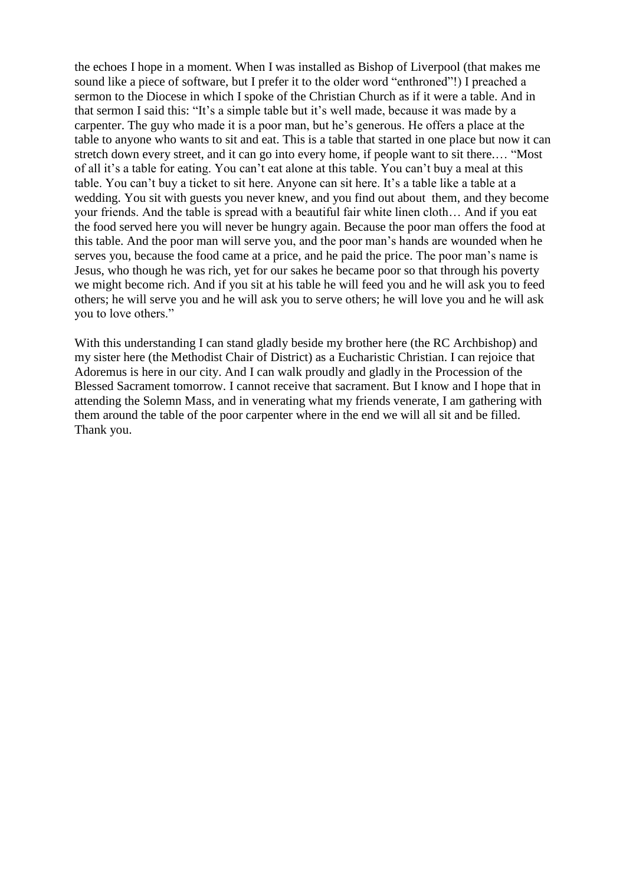the echoes I hope in a moment. When I was installed as Bishop of Liverpool (that makes me sound like a piece of software, but I prefer it to the older word "enthroned"!) I preached a sermon to the Diocese in which I spoke of the Christian Church as if it were a table. And in that sermon I said this: "It's a simple table but it's well made, because it was made by a carpenter. The guy who made it is a poor man, but he's generous. He offers a place at the table to anyone who wants to sit and eat. This is a table that started in one place but now it can stretch down every street, and it can go into every home, if people want to sit there.… "Most of all it's a table for eating. You can't eat alone at this table. You can't buy a meal at this table. You can't buy a ticket to sit here. Anyone can sit here. It's a table like a table at a wedding. You sit with guests you never knew, and you find out about them, and they become your friends. And the table is spread with a beautiful fair white linen cloth… And if you eat the food served here you will never be hungry again. Because the poor man offers the food at this table. And the poor man will serve you, and the poor man's hands are wounded when he serves you, because the food came at a price, and he paid the price. The poor man's name is Jesus, who though he was rich, yet for our sakes he became poor so that through his poverty we might become rich. And if you sit at his table he will feed you and he will ask you to feed others; he will serve you and he will ask you to serve others; he will love you and he will ask you to love others."

With this understanding I can stand gladly beside my brother here (the RC Archbishop) and my sister here (the Methodist Chair of District) as a Eucharistic Christian. I can rejoice that Adoremus is here in our city. And I can walk proudly and gladly in the Procession of the Blessed Sacrament tomorrow. I cannot receive that sacrament. But I know and I hope that in attending the Solemn Mass, and in venerating what my friends venerate, I am gathering with them around the table of the poor carpenter where in the end we will all sit and be filled. Thank you.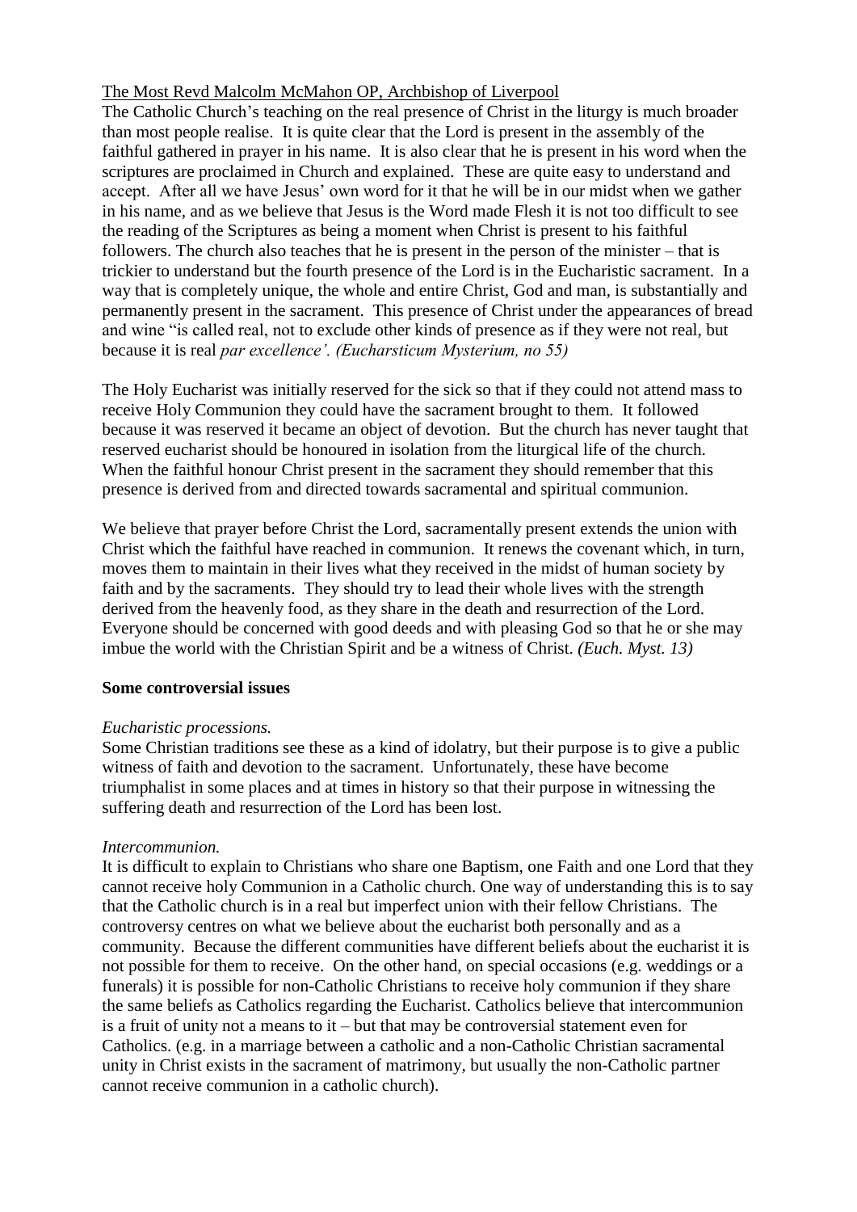The Most Revd Malcolm McMahon OP, Archbishop of Liverpool

The Catholic Church's teaching on the real presence of Christ in the liturgy is much broader than most people realise. It is quite clear that the Lord is present in the assembly of the faithful gathered in prayer in his name. It is also clear that he is present in his word when the scriptures are proclaimed in Church and explained. These are quite easy to understand and accept. After all we have Jesus' own word for it that he will be in our midst when we gather in his name, and as we believe that Jesus is the Word made Flesh it is not too difficult to see the reading of the Scriptures as being a moment when Christ is present to his faithful followers. The church also teaches that he is present in the person of the minister – that is trickier to understand but the fourth presence of the Lord is in the Eucharistic sacrament. In a way that is completely unique, the whole and entire Christ, God and man, is substantially and permanently present in the sacrament. This presence of Christ under the appearances of bread and wine "is called real, not to exclude other kinds of presence as if they were not real, but because it is real *par excellence'. (Eucharsticum Mysterium, no 55)*

The Holy Eucharist was initially reserved for the sick so that if they could not attend mass to receive Holy Communion they could have the sacrament brought to them. It followed because it was reserved it became an object of devotion. But the church has never taught that reserved eucharist should be honoured in isolation from the liturgical life of the church. When the faithful honour Christ present in the sacrament they should remember that this presence is derived from and directed towards sacramental and spiritual communion.

We believe that prayer before Christ the Lord, sacramentally present extends the union with Christ which the faithful have reached in communion. It renews the covenant which, in turn, moves them to maintain in their lives what they received in the midst of human society by faith and by the sacraments. They should try to lead their whole lives with the strength derived from the heavenly food, as they share in the death and resurrection of the Lord. Everyone should be concerned with good deeds and with pleasing God so that he or she may imbue the world with the Christian Spirit and be a witness of Christ. *(Euch. Myst. 13)*

**Some controversial issues**

*Eucharistic processions.*

Some Christian traditions see these as a kind of idolatry, but their purpose is to give a public witness of faith and devotion to the sacrament. Unfortunately, these have become triumphalist in some places and at times in history so that their purpose in witnessing the suffering death and resurrection of the Lord has been lost.

*Intercommunion.*

It is difficult to explain to Christians who share one Baptism, one Faith and one Lord that they cannot receive holy Communion in a Catholic church. One way of understanding this is to say that the Catholic church is in a real but imperfect union with their fellow Christians. The controversy centres on what we believe about the eucharist both personally and as a community. Because the different communities have different beliefs about the eucharist it is not possible for them to receive. On the other hand, on special occasions (e.g. weddings or a funerals) it is possible for non-Catholic Christians to receive holy communion if they share the same beliefs as Catholics regarding the Eucharist. Catholics believe that intercommunion is a fruit of unity not a means to it – but that may be controversial statement even for Catholics. (e.g. in a marriage between a catholic and a non-Catholic Christian sacramental unity in Christ exists in the sacrament of matrimony, but usually the non-Catholic partner cannot receive communion in a catholic church).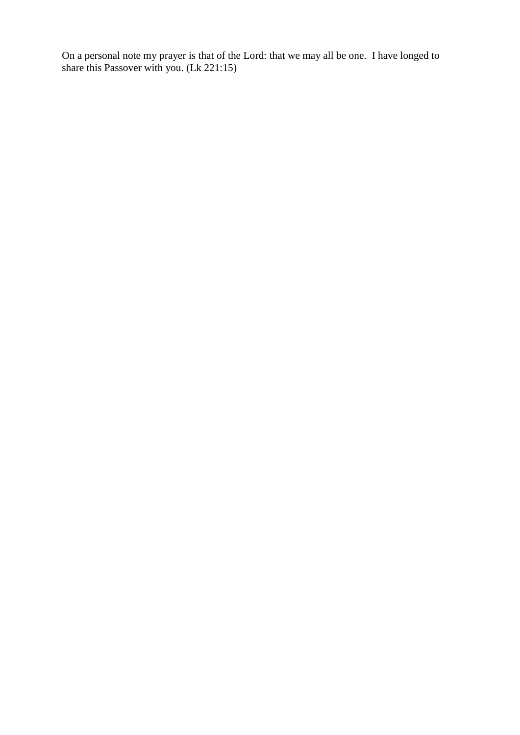On a personal note my prayer is that of the Lord: that we may all be one. I have longed to share this Passover with you. (Lk 221:15)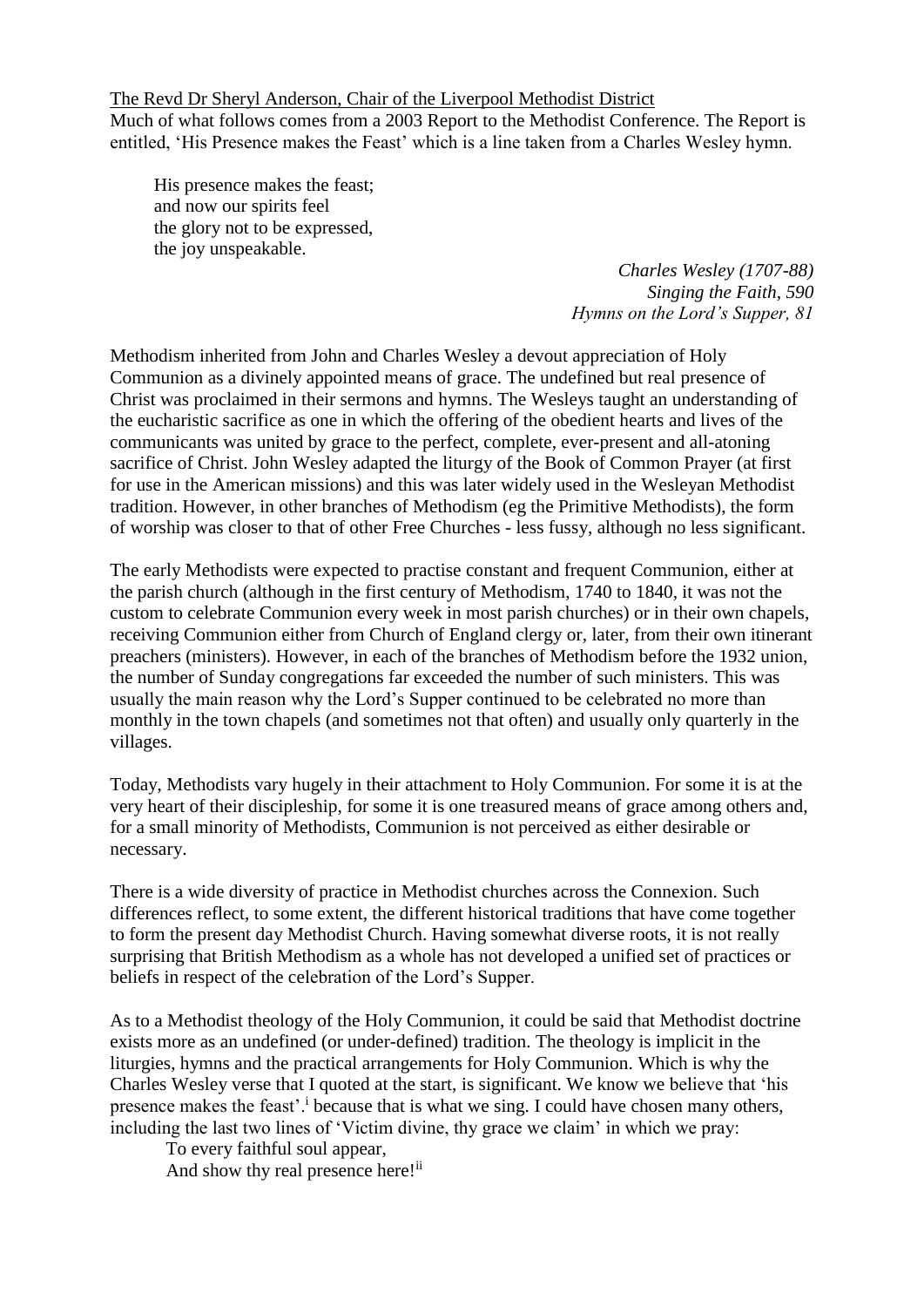The Revd Dr Sheryl Anderson, Chair of the Liverpool Methodist District

Much of what follows comes from a 2003 Report to the Methodist Conference. The Report is entitled, 'His Presence makes the Feast' which is a line taken from a Charles Wesley hymn.

> His presence makes the feast;
> and now our spirits feel
> the glory not to be expressed,
> the joy unspeakable.
>
> *Charles Wesley (1707-88)*
> *Singing the Faith, 590*
> *Hymns on the Lord's Supper, 81*

Methodism inherited from John and Charles Wesley a devout appreciation of Holy Communion as a divinely appointed means of grace. The undefined but real presence of Christ was proclaimed in their sermons and hymns. The Wesleys taught an understanding of the eucharistic sacrifice as one in which the offering of the obedient hearts and lives of the communicants was united by grace to the perfect, complete, ever-present and all-atoning sacrifice of Christ. John Wesley adapted the liturgy of the Book of Common Prayer (at first for use in the American missions) and this was later widely used in the Wesleyan Methodist tradition. However, in other branches of Methodism (eg the Primitive Methodists), the form of worship was closer to that of other Free Churches - less fussy, although no less significant.

The early Methodists were expected to practise constant and frequent Communion, either at the parish church (although in the first century of Methodism, 1740 to 1840, it was not the custom to celebrate Communion every week in most parish churches) or in their own chapels, receiving Communion either from Church of England clergy or, later, from their own itinerant preachers (ministers). However, in each of the branches of Methodism before the 1932 union, the number of Sunday congregations far exceeded the number of such ministers. This was usually the main reason why the Lord's Supper continued to be celebrated no more than monthly in the town chapels (and sometimes not that often) and usually only quarterly in the villages.

Today, Methodists vary hugely in their attachment to Holy Communion. For some it is at the very heart of their discipleship, for some it is one treasured means of grace among others and, for a small minority of Methodists, Communion is not perceived as either desirable or necessary.

There is a wide diversity of practice in Methodist churches across the Connexion. Such differences reflect, to some extent, the different historical traditions that have come together to form the present day Methodist Church. Having somewhat diverse roots, it is not really surprising that British Methodism as a whole has not developed a unified set of practices or beliefs in respect of the celebration of the Lord's Supper.

As to a Methodist theology of the Holy Communion, it could be said that Methodist doctrine exists more as an undefined (or under-defined) tradition. The theology is implicit in the liturgies, hymns and the practical arrangements for Holy Communion. Which is why the Charles Wesley verse that I quoted at the start, is significant. We know we believe that 'his presence makes the feast'.[i] because that is what we sing. I could have chosen many others, including the last two lines of 'Victim divine, thy grace we claim' in which we pray:

> To every faithful soul appear,
> And show thy real presence here![ii]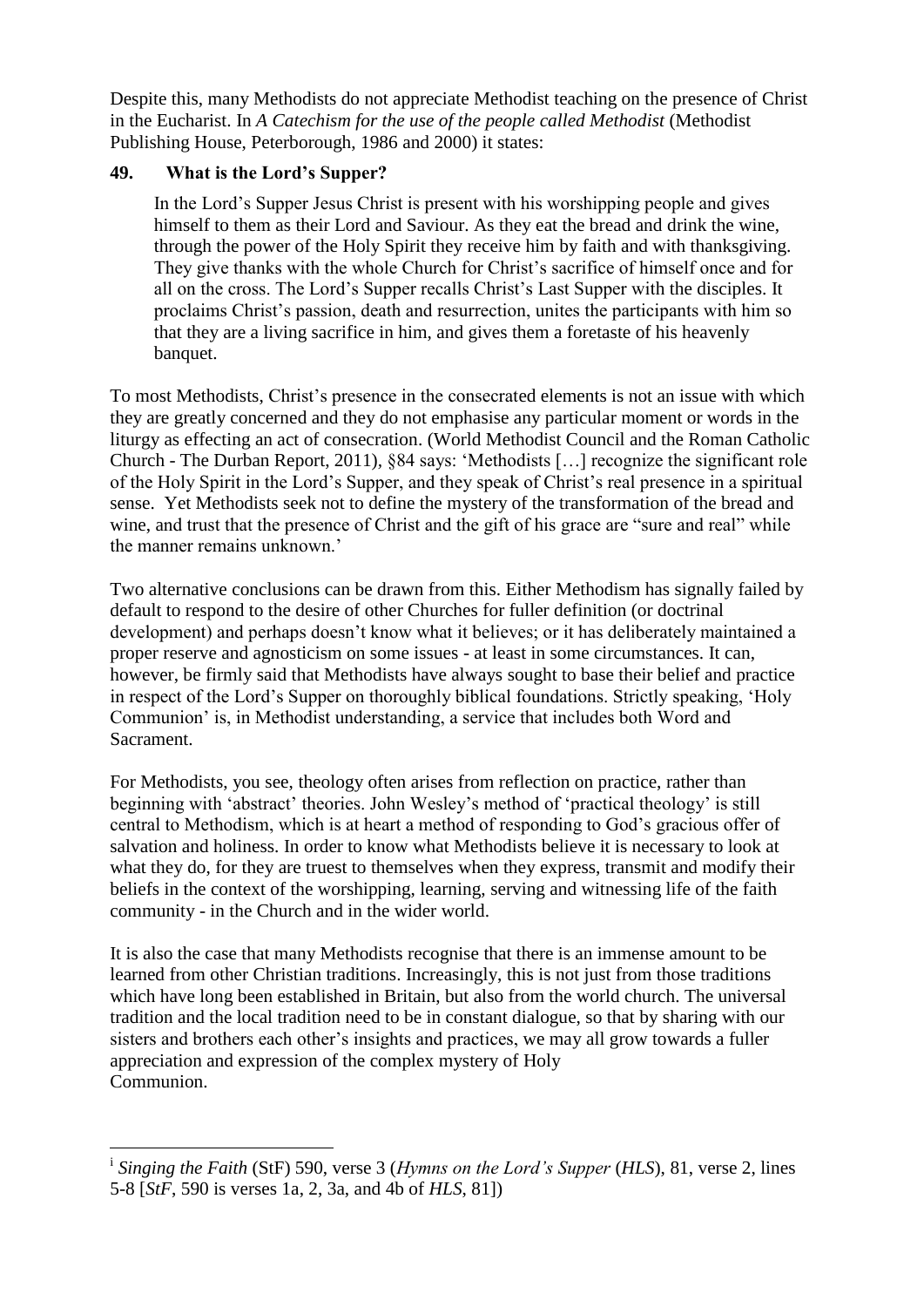Despite this, many Methodists do not appreciate Methodist teaching on the presence of Christ in the Eucharist. In *A Catechism for the use of the people called Methodist* (Methodist Publishing House, Peterborough, 1986 and 2000) it states:

**49. What is the Lord's Supper?**

> In the Lord's Supper Jesus Christ is present with his worshipping people and gives himself to them as their Lord and Saviour. As they eat the bread and drink the wine, through the power of the Holy Spirit they receive him by faith and with thanksgiving. They give thanks with the whole Church for Christ's sacrifice of himself once and for all on the cross. The Lord's Supper recalls Christ's Last Supper with the disciples. It proclaims Christ's passion, death and resurrection, unites the participants with him so that they are a living sacrifice in him, and gives them a foretaste of his heavenly banquet.

To most Methodists, Christ's presence in the consecrated elements is not an issue with which they are greatly concerned and they do not emphasise any particular moment or words in the liturgy as effecting an act of consecration. (World Methodist Council and the Roman Catholic Church - The Durban Report, 2011), §84 says: 'Methodists […] recognize the significant role of the Holy Spirit in the Lord's Supper, and they speak of Christ's real presence in a spiritual sense. Yet Methodists seek not to define the mystery of the transformation of the bread and wine, and trust that the presence of Christ and the gift of his grace are "sure and real" while the manner remains unknown.'

Two alternative conclusions can be drawn from this. Either Methodism has signally failed by default to respond to the desire of other Churches for fuller definition (or doctrinal development) and perhaps doesn't know what it believes; or it has deliberately maintained a proper reserve and agnosticism on some issues - at least in some circumstances. It can, however, be firmly said that Methodists have always sought to base their belief and practice in respect of the Lord's Supper on thoroughly biblical foundations. Strictly speaking, 'Holy Communion' is, in Methodist understanding, a service that includes both Word and Sacrament.

For Methodists, you see, theology often arises from reflection on practice, rather than beginning with 'abstract' theories. John Wesley's method of 'practical theology' is still central to Methodism, which is at heart a method of responding to God's gracious offer of salvation and holiness. In order to know what Methodists believe it is necessary to look at what they do, for they are truest to themselves when they express, transmit and modify their beliefs in the context of the worshipping, learning, serving and witnessing life of the faith community - in the Church and in the wider world.

It is also the case that many Methodists recognise that there is an immense amount to be learned from other Christian traditions. Increasingly, this is not just from those traditions which have long been established in Britain, but also from the world church. The universal tradition and the local tradition need to be in constant dialogue, so that by sharing with our sisters and brothers each other's insights and practices, we may all grow towards a fuller appreciation and expression of the complex mystery of Holy Communion.

---

[i] *Singing the Faith* (StF) 590, verse 3 (*Hymns on the Lord's Supper* (*HLS*), 81, verse 2, lines 5-8 [*StF*, 590 is verses 1a, 2, 3a, and 4b of *HLS*, 81])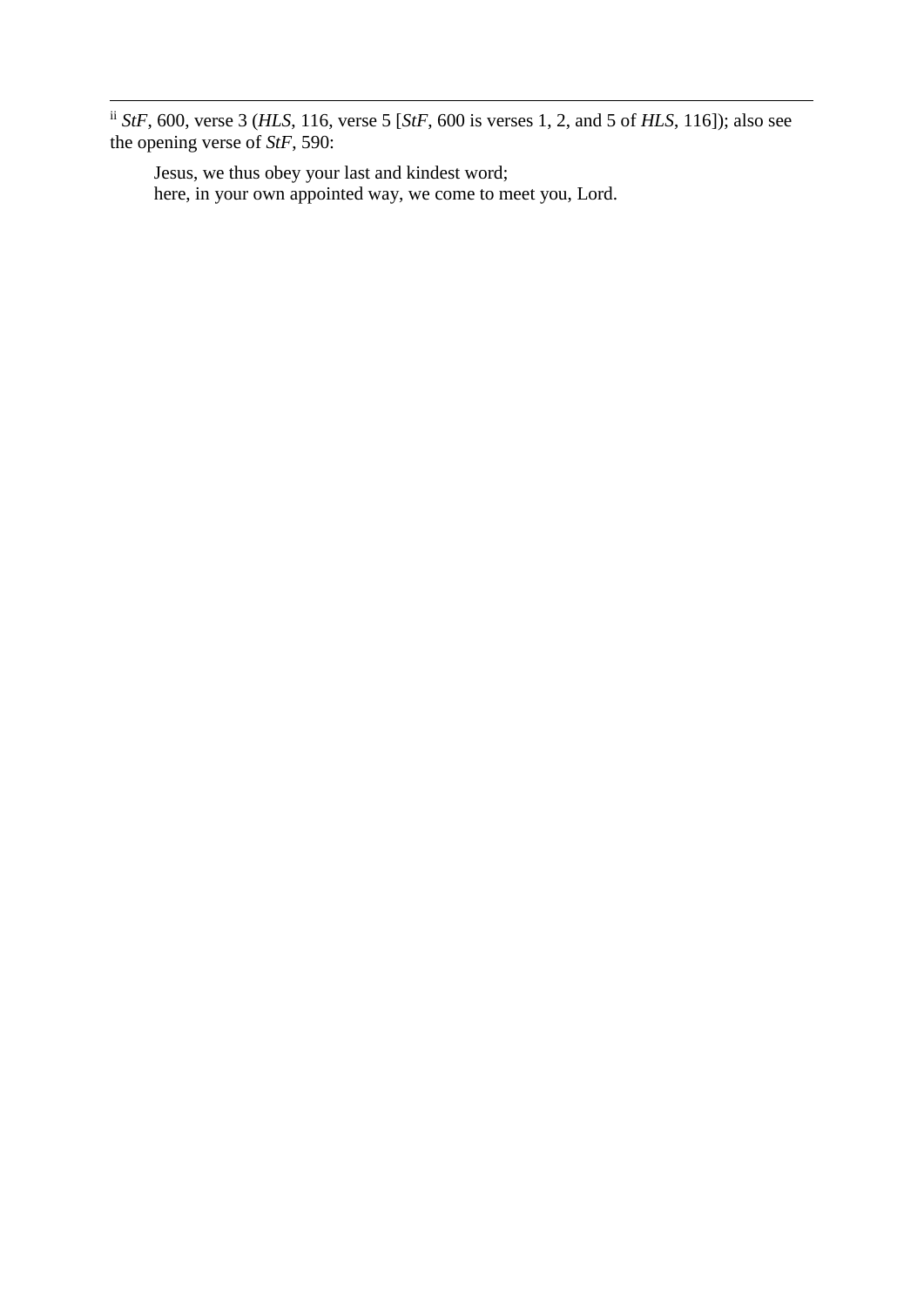---

[ii] *StF*, 600, verse 3 (*HLS*, 116, verse 5 [*StF*, 600 is verses 1, 2, and 5 of *HLS*, 116]); also see the opening verse of *StF*, 590:

> Jesus, we thus obey your last and kindest word;
> here, in your own appointed way, we come to meet you, Lord.